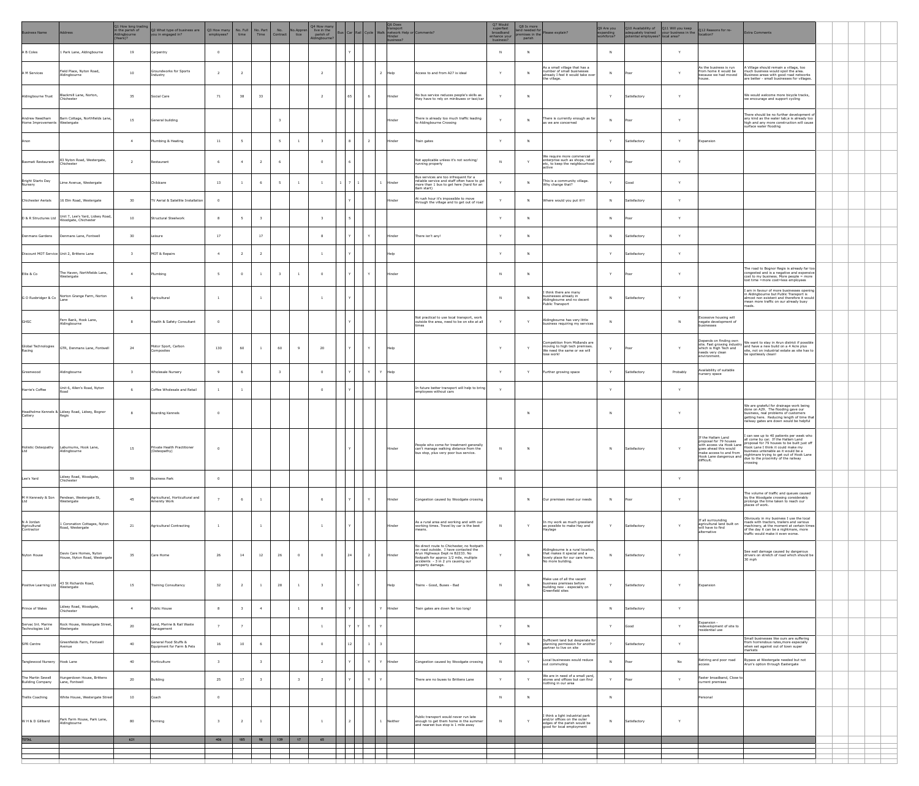| Business Name | Address | Q1 How long trading in the parish of Aldingbourne (Years)? | Q2 What type of business are you engaged in? | Q3 How many employees? | No. Full time | No. Part Time | No. Contract | No. Apprentice | Q4 How many live in the parish of Aldingbourne? | Bus | Car | Rail | Cycle | Walk | Q6 Does transport network Help or Hinder business? | Comments? | Q7 Would superfast broadband enhance your business? | Q8 Is more land needed for premises in the parish | Please explain? | Q9 Are you expanding workforce? | Q10 Availability of adequately trained potential employees? | Q11 Will you keep your business in the local area? | Q12 Reasons for re-location? | Extra Comments |
|---|---|---|---|---|---|---|---|---|---|---|---|---|---|---|---|---|---|---|---|---|---|---|---|---|
| A B Coles | 1 Park Lane, Aldingbourne | 19 | Carpentry | 0 | | | | | | | Y | | | | | | N | N | | N | | Y | | |
| A M Services | Field Place, Nyton Road, Aldingbourne | 10 | Groundworks for Sports Industry | 2 | 2 | | | | 2 | | | | | 2 | Help | Access to and from A27 is ideal | Y | N | As a small village that has a number of small businesses already I feel it would take over the village. | N | Poor | Y | As the business is run from home it would be because we had moved house. | A Village should remain a village, too much business would spoil the area. Business areas with good road networks are better - small businesses for villages. |
| Aldingbourne Trust | Blackmill Lane, Norton, Chichester | 35 | Social Care | 71 | 38 | 33 | | | 2 | | 65 | | 6 | | Hinder | No bus service reduces people's skills as they have to rely on minibuses or taxi/car | Y | N | | Y | Satisfactory | Y | | We would welcome more bicycle tracks, we encourage and support cycling |
| Andrew Needham Home Improvements | Barn Cottage, Northfields Lane, Westergate | 15 | General building | | | | 3 | | | | | | | | Hinder | There is already too much traffic leading to Aldingbourne Crossing | Y | N | There is currently enough as far as we are concerned | N | Poor | Y | | There should be no further development of any kind as the water tab;e is already too high and any more construction will cause surface water flooding |
| Anon | | 4 | Plumbing & Heating | 11 | 5 | | 5 | 1 | 3 | | 8 | | 2 | | Hinder | Train gates | Y | N | | Y | Satisfactory | Y | Expansion | |
| Basmati Restaurant | 83 Nyton Road, Westergate, Chichester | 2 | Restaurant | 6 | 4 | 2 | 6 | | 0 | | 6 | | | | | Not applicable unless it's not working/ running properly | N | Y | We require more commercial enterprise such as shops, retail etc, to keep the neighbourhood active | Y | Poor | Y | | |
| Bright Starts Day Nursery | Lime Avenue, Westergate | | Childcare | 13 | 1 | 6 | 5 | 1 | 1 | 1 | 7 | 1 | | 1 | Hinder | Bus services are too infrequent for a reliable service and staff often have to get more than 1 bus to get here (hard for an 8am start) | Y | N | This is a community village. Why change that? | Y | Good | Y | | |
| Chichester Aerials | 16 Elm Road, Westergate | 30 | TV Aerial & Satellite Installation | 0 | | | | | | | Y | | | | Hinder | At rush hour it's impossible to move through the village and to get out of road | Y | N | Where would you put it!!! | N | Satisfactory | Y | | |
| D & R Structures Ltd | Unit 7, Lee's Yard, Lidsey Road, Woodgate, Chichester | 10 | Structural Steelwork | 8 | 5 | 3 | | | 3 | | 5 | | | | | | Y | N | | N | Poor | Y | | |
| Denmans Gardens | Denmans Lane, Fontwell | 30 | Leisure | 17 | | 17 | | | 8 | | Y | | Y | | Hinder | There isn't any! | Y | N | | N | Satisfactory | Y | | |
| Discount MOT Service | Unit 2, Brittens Lane | 3 | MOT & Repairs | 4 | 2 | 2 | | | 1 | | Y | | | | Help | | Y | N | | Y | Satisfactory | Y | | |
| Ellis & Co | The Haven, Northfields Lane, Westergate | 4 | Plumbing | 5 | 0 | 1 | 3 | 1 | 0 | | Y | | Y | | Hinder | | N | N | | Y | Poor | Y | | The road to Bognor Regis is already far too congested and is a negative and expensive cost to my business. More people = more lost time =more cost=less employees |
| G O Rusbridger & Co | Norton Grange Farm, Norton Lane | 6 | Agricultural | 1 | | 1 | | | 1 | | Y | | | | | | N | N | I think there are many businesses already in Aldingbourne and no decent Public Transport | N | Satisfactory | Y | | I am in favour of more businesses opening in Aldingbourne but Public Transport is almost non existent and therefore it would mean more traffic on our already busy roads. |
| GHSC | Fern Bank, Hook Lane, Aldingbourne | 8 | Health & Safety Consultant | 0 | | | | | | | Y | | | | | Not practical to use local transport, work outside the area, need to be on site at all times | Y | Y | Aldingbourne has very little business requiring my services | N | | N | Excessive housing will negate development of businesses | |
| Global Technologies Racing | GTR, Denmans Lane, Fontwell | 24 | Motor Sport, Carbon Composites | 130 | 60 | 1 | 60 | 9 | 20 | | Y | | Y | | Help | | Y | Y | Competition from Midlands are moving to high tech premises. We need the same or we will lose work! | y | Poor | Y | Depends on finding own site. Fast growing industry which is High Tech and needs very clean environment. | We want to stay in Arun district if possible and have a new build on a 4 Acre plus site, not on industrial estate as site has to be spotlessly clean! |
| Greenwood | Aldingbourne | 3 | Wholesale Nursery | 9 | 6 | | 3 | | 0 | | Y | | Y | Y | Help | | Y | Y | Further growing space | Y | Satisfactory | Probably | Availability of suitable nursery space | |
| Harrie's Coffee | Unit 6, Allen's Road, Nyton Road | 6 | Coffee Wholesale and Retail | 1 | 1 | | | | 0 | | Y | | | | | In future better transport will help to bring employees without cars | Y | | | Y | | Y | | |
| Headholme Kennels & Cattery | Lidsey Road, Lidsey, Bognor Regis | 8 | Boarding Kennels | 0 | | | | | | | | | | | | | | N | | N | | Y | | We are grateful for drainage work being done on A29. The flooding gave our business, real problems of customers getting here. Reducing length of time that railway gates are down would be helpful |
| Holistic Osteopathy Ltd | Laburnums, Hook Lane, Aldingbourne | 15 | Private Health Practitioner (Osteopathy) | 0 | | | | | | | Y | | | | Hinder | People who come for treatment generally can't manage walking distance from the bus stop, plus very poor bus service. | N | N | | N | Satisfactory | Y | If the Hallam Land proposal for 79 houses with access via Hook Lane goes ahead this would make access to and from Hook Lane dangerous and difficult. | I can see up to 40 patients per week who all come by car. If the Hallam Land proposal for 79 houses to be built just off Hook Lane I think it could make my business untenable as it would be a nightmare trying to get out of Hook Lane due to the proximity of the railway crossing |
| Lee's Yard | Lidsey Road, Woodgate, Chichester | 59 | Business Park | 0 | | | | | | | | | | | | | N | | | | | Y | | |
| M H Kennedy & Son Ltd | Pendean, Westergate St, Westergate | 45 | Agricultural, Horticultural and Amenity Work | 7 | 6 | 1 | | | 6 | | Y | | Y | | Hinder | Congestion caused by Woodgate crossing | | N | Our premises meet our needs | N | Poor | Y | | The volume of traffic and queues caused by the Woodgate crossing considerably prolongs the time taken to reach our places of work. |
| N A Jordan Agricultural Contractor | 1 Coronation Cottages, Nyton Road, Westergate | 21 | Agricultural Contracting | 1 | | 1 | | | 1 | | Y | | | | Hinder | As a rural area and working and with our working times. Travel by car is the best means. | N | Y | In my work as much grassland as possible to make Hay and Haylage | Y | Satisfactory | Y | If all surrounding agricultural land built on will have to find alternative | Obviously in my business I use the local roads with tractors, trailers and various machinery, at the moment at certain times of the day it can be a nightmare, more traffic would make it even worse. |
| Nyton House | Devis Care Homes, Nyton House, Nyton Road, Westergate | 35 | Care Home | 26 | 14 | 12 | 26 | 0 | 0 | | 24 | | 2 | | Hinder | No direct route to Chichester, no footpath on road outside. I have contacted the Arun Highways Dept re B2233. No footpath for approx 1/2 mile, multiple accidents - 3 in 2 yrs causing our property damage. | Y | N | Aldingbourne is a rural location, that makes it special and a lovely place for our care home. No more building. | N | Satisfactory | Y | | See wall damage caused by dangerous drivers on stretch of road which should be 30 mph |
| Positive Learning Ltd | 43 St Richards Road, Westergate | 15 | Training Consultancy | 32 | 2 | 1 | 28 | 1 | 3 | | | Y | | | Help | Trains - Good, Buses - Bad | N | N | Make use of all the vacant business premises before building new - especially on Greenfield sites | Y | Satisfactory | Y | Expansion | |
| Prince of Wales | Lidsey Road, Woodgate, Chichester | 4 | Public House | 8 | 3 | 4 | | 1 | 8 | | Y | | | Y | Hinder | Train gates are down far too long! | | | | N | Satisfactory | Y | | |
| Servac Int. Marine Technologies Ltd | Rock House, Westergate Street, Westergate | 20 | Land, Marine & Rail Waste Management | 7 | 7 | | | | 1 | | Y | Y | Y | Y | | | Y | N | | Y | Good | Y | Expansion - redevelopment of site to residential use | |
| SPR Centre | Greenfields Farm, Fontwell Avenue | 40 | General Food Stuffs & Equipment for Farm & Pets | 16 | 10 | 6 | | | 0 | | 12 | | 1 | 3 | | | Y | N | Sufficient land but desperate for planning permission for another partner to live on site | ? | Satisfactory | Y | | Small businesses like ours are suffering from horrendous rates,more especially when set against out of town super markets |
| Tanglewood Nursery | Hook Lane | 40 | Horticulture | 3 | | 3 | | | 2 | | Y | | Y | Y | Hinder | Congestion caused by Woodgate crossing | N | Y | Local businesses would reduce out commuting | N | Poor | No | Retiring and poor road access | Bypass at Westergate needed but not Arun's option through Eastergate |
| The Martin Sewell Building Company | Hungerdown House, Brittens Lane, Fontwell | 20 | Building | 25 | 17 | 3 | | 3 | 2 | | Y | | Y | Y | | There are no buses to Brittens Lane | Y | Y | We are in need of a small yard, stores and offices but can find nothing in our area | Y | Poor | Y | Faster broadband, Close to current premises | |
| Trellis Coaching | White House, Westergate Street | 10 | Coach | 0 | | | | | | | | | | | | | N | N | | N | | | Personal | |
| W H & D Gillbard | Park Farm House, Park Lane, Aldingbourne | 80 | Farming | 3 | 2 | 1 | | | 1 | | 2 | | | 1 | Neither | Public transport would never run late enough to get them home in the summer and nearest bus stop is 1 mile away | N | Y | I think a light industrial park and/or offices on the outer edges of the parish would be good for local employment | N | Satisfactory | Y | | |
| TOTAL | | 621 | | 406 | 185 | 98 | 139 | 17 | 65 | | | | | | | | | | | | | | | |